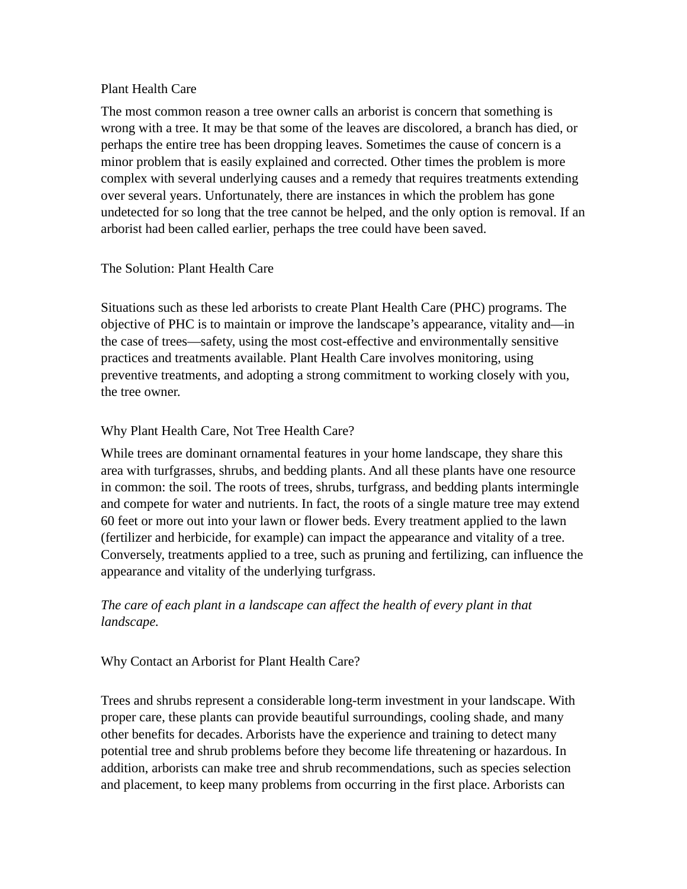# Plant Health Care

The most common reason a tree owner calls an arborist is concern that something is wrong with a tree. It may be that some of the leaves are discolored, a branch has died, or perhaps the entire tree has been dropping leaves. Sometimes the cause of concern is a minor problem that is easily explained and corrected. Other times the problem is more complex with several underlying causes and a remedy that requires treatments extending over several years. Unfortunately, there are instances in which the problem has gone undetected for so long that the tree cannot be helped, and the only option is removal. If an arborist had been called earlier, perhaps the tree could have been saved.

## The Solution: Plant Health Care

Situations such as these led arborists to create Plant Health Care (PHC) programs. The objective of PHC is to maintain or improve the landscape's appearance, vitality and—in the case of trees—safety, using the most cost-effective and environmentally sensitive practices and treatments available. Plant Health Care involves monitoring, using preventive treatments, and adopting a strong commitment to working closely with you, the tree owner.

## Why Plant Health Care, Not Tree Health Care?

While trees are dominant ornamental features in your home landscape, they share this area with turfgrasses, shrubs, and bedding plants. And all these plants have one resource in common: the soil. The roots of trees, shrubs, turfgrass, and bedding plants intermingle and compete for water and nutrients. In fact, the roots of a single mature tree may extend 60 feet or more out into your lawn or flower beds. Every treatment applied to the lawn (fertilizer and herbicide, for example) can impact the appearance and vitality of a tree. Conversely, treatments applied to a tree, such as pruning and fertilizing, can influence the appearance and vitality of the underlying turfgrass.

*The care of each plant in a landscape can affect the health of every plant in that landscape.*

## Why Contact an Arborist for Plant Health Care?

Trees and shrubs represent a considerable long-term investment in your landscape. With proper care, these plants can provide beautiful surroundings, cooling shade, and many other benefits for decades. Arborists have the experience and training to detect many potential tree and shrub problems before they become life threatening or hazardous. In addition, arborists can make tree and shrub recommendations, such as species selection and placement, to keep many problems from occurring in the first place. Arborists can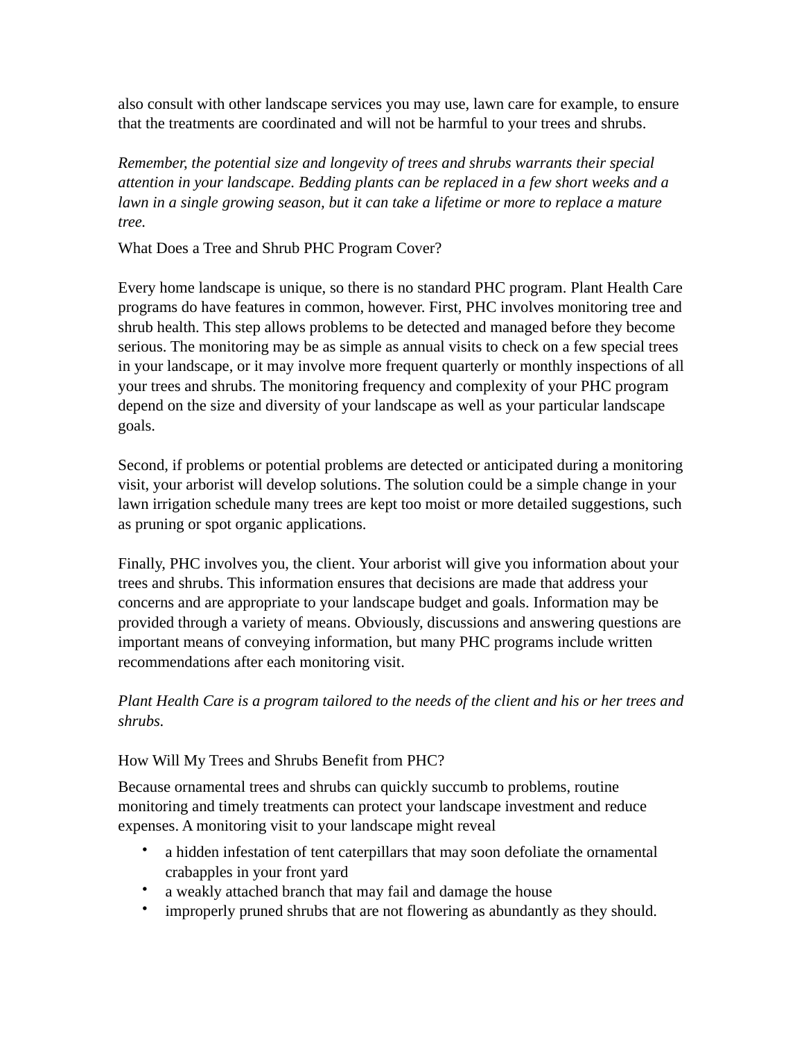also consult with other landscape services you may use, lawn care for example, to ensure that the treatments are coordinated and will not be harmful to your trees and shrubs.

*Remember, the potential size and longevity of trees and shrubs warrants their special attention in your landscape. Bedding plants can be replaced in a few short weeks and a lawn in a single growing season, but it can take a lifetime or more to replace a mature tree.*

## What Does a Tree and Shrub PHC Program Cover?

Every home landscape is unique, so there is no standard PHC program. Plant Health Care programs do have features in common, however. First, PHC involves monitoring tree and shrub health. This step allows problems to be detected and managed before they become serious. The monitoring may be as simple as annual visits to check on a few special trees in your landscape, or it may involve more frequent quarterly or monthly inspections of all your trees and shrubs. The monitoring frequency and complexity of your PHC program depend on the size and diversity of your landscape as well as your particular landscape goals.

Second, if problems or potential problems are detected or anticipated during a monitoring visit, your arborist will develop solutions. The solution could be a simple change in your lawn irrigation schedule many trees are kept too moist or more detailed suggestions, such as pruning or spot organic applications.

Finally, PHC involves you, the client. Your arborist will give you information about your trees and shrubs. This information ensures that decisions are made that address your concerns and are appropriate to your landscape budget and goals. Information may be provided through a variety of means. Obviously, discussions and answering questions are important means of conveying information, but many PHC programs include written recommendations after each monitoring visit.

*Plant Health Care is a program tailored to the needs of the client and his or her trees and shrubs.*

## How Will My Trees and Shrubs Benefit from PHC?

Because ornamental trees and shrubs can quickly succumb to problems, routine monitoring and timely treatments can protect your landscape investment and reduce expenses. A monitoring visit to your landscape might reveal

- a hidden infestation of tent caterpillars that may soon defoliate the ornamental crabapples in your front yard
- a weakly attached branch that may fail and damage the house
- improperly pruned shrubs that are not flowering as abundantly as they should.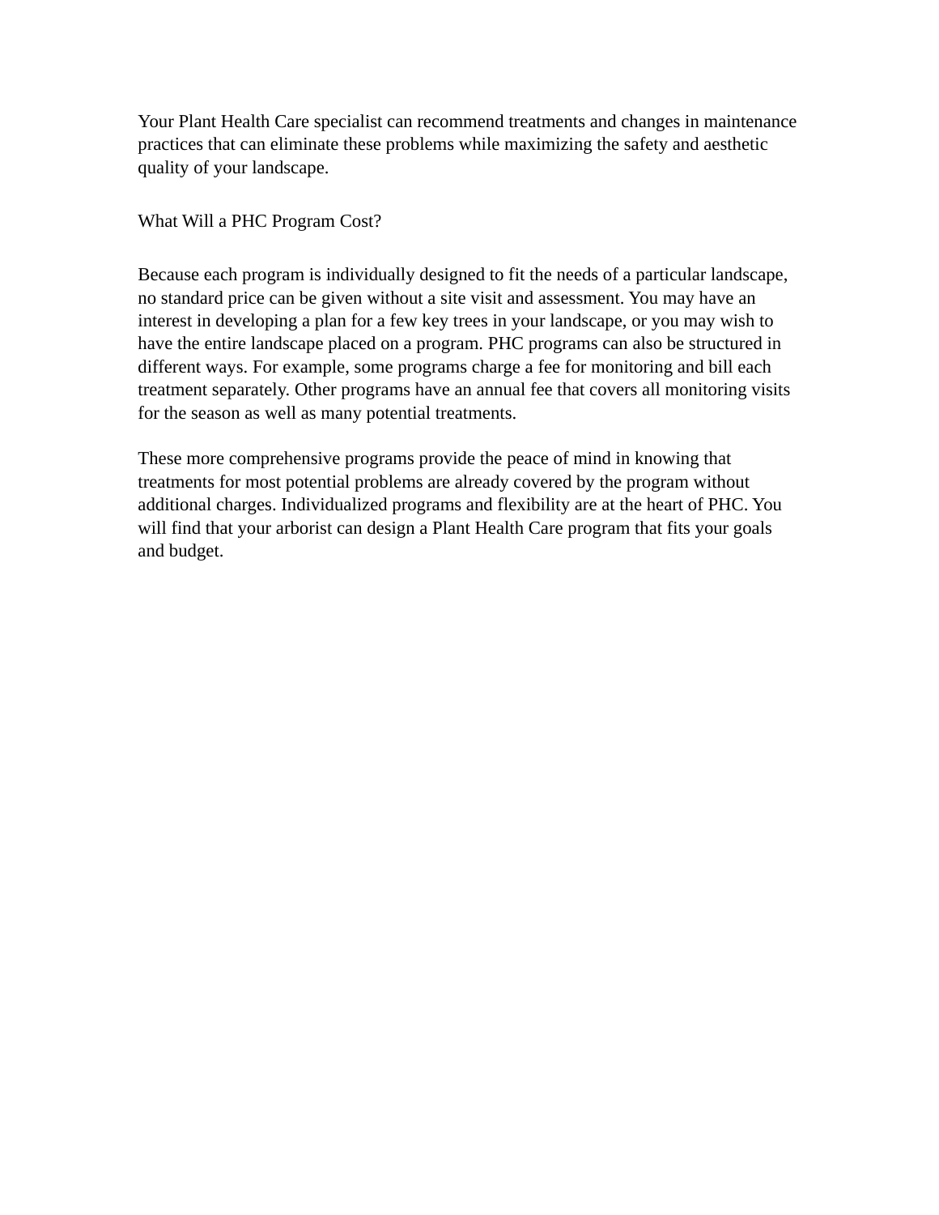Your Plant Health Care specialist can recommend treatments and changes in maintenance practices that can eliminate these problems while maximizing the safety and aesthetic quality of your landscape.

## What Will a PHC Program Cost?

Because each program is individually designed to fit the needs of a particular landscape, no standard price can be given without a site visit and assessment. You may have an interest in developing a plan for a few key trees in your landscape, or you may wish to have the entire landscape placed on a program. PHC programs can also be structured in different ways. For example, some programs charge a fee for monitoring and bill each treatment separately. Other programs have an annual fee that covers all monitoring visits for the season as well as many potential treatments.

These more comprehensive programs provide the peace of mind in knowing that treatments for most potential problems are already covered by the program without additional charges. Individualized programs and flexibility are at the heart of PHC. You will find that your arborist can design a Plant Health Care program that fits your goals and budget.